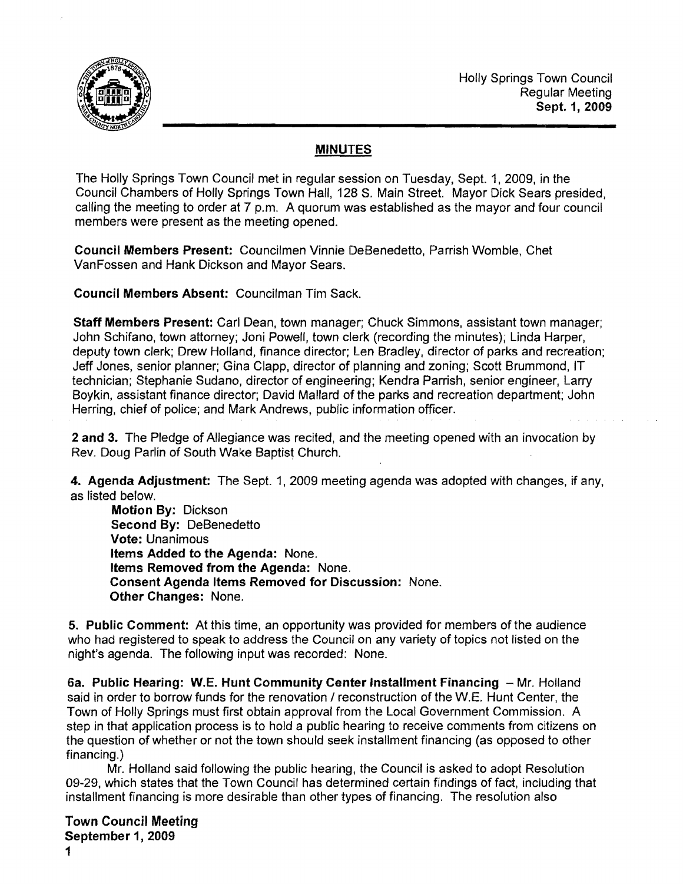Holly Springs Town Council
Regular Meeting
**Sept. 1, 2009**

## MINUTES

The Holly Springs Town Council met in regular session on Tuesday, Sept. 1, 2009, in the Council Chambers of Holly Springs Town Hall, 128 S. Main Street. Mayor Dick Sears presided, calling the meeting to order at 7 p.m. A quorum was established as the mayor and four council members were present as the meeting opened.

**Council Members Present:** Councilmen Vinnie DeBenedetto, Parrish Womble, Chet VanFossen and Hank Dickson and Mayor Sears.

**Council Members Absent:** Councilman Tim Sack.

**Staff Members Present:** Carl Dean, town manager; Chuck Simmons, assistant town manager; John Schifano, town attorney; Joni Powell, town clerk (recording the minutes); Linda Harper, deputy town clerk; Drew Holland, finance director; Len Bradley, director of parks and recreation; Jeff Jones, senior planner; Gina Clapp, director of planning and zoning; Scott Brummond, IT technician; Stephanie Sudano, director of engineering; Kendra Parrish, senior engineer, Larry Boykin, assistant finance director; David Mallard of the parks and recreation department; John Herring, chief of police; and Mark Andrews, public information officer.

**2 and 3.** The Pledge of Allegiance was recited, and the meeting opened with an invocation by Rev. Doug Parlin of South Wake Baptist Church.

**4. Agenda Adjustment:** The Sept. 1, 2009 meeting agenda was adopted with changes, if any, as listed below.

**Motion By:** Dickson
**Second By:** DeBenedetto
**Vote:** Unanimous
**Items Added to the Agenda:** None.
**Items Removed from the Agenda:** None.
**Consent Agenda Items Removed for Discussion:** None.
**Other Changes:** None.

**5. Public Comment:** At this time, an opportunity was provided for members of the audience who had registered to speak to address the Council on any variety of topics not listed on the night's agenda. The following input was recorded: None.

**6a. Public Hearing: W.E. Hunt Community Center Installment Financing** – Mr. Holland said in order to borrow funds for the renovation / reconstruction of the W.E. Hunt Center, the Town of Holly Springs must first obtain approval from the Local Government Commission. A step in that application process is to hold a public hearing to receive comments from citizens on the question of whether or not the town should seek installment financing (as opposed to other financing.)

Mr. Holland said following the public hearing, the Council is asked to adopt Resolution 09-29, which states that the Town Council has determined certain findings of fact, including that installment financing is more desirable than other types of financing. The resolution also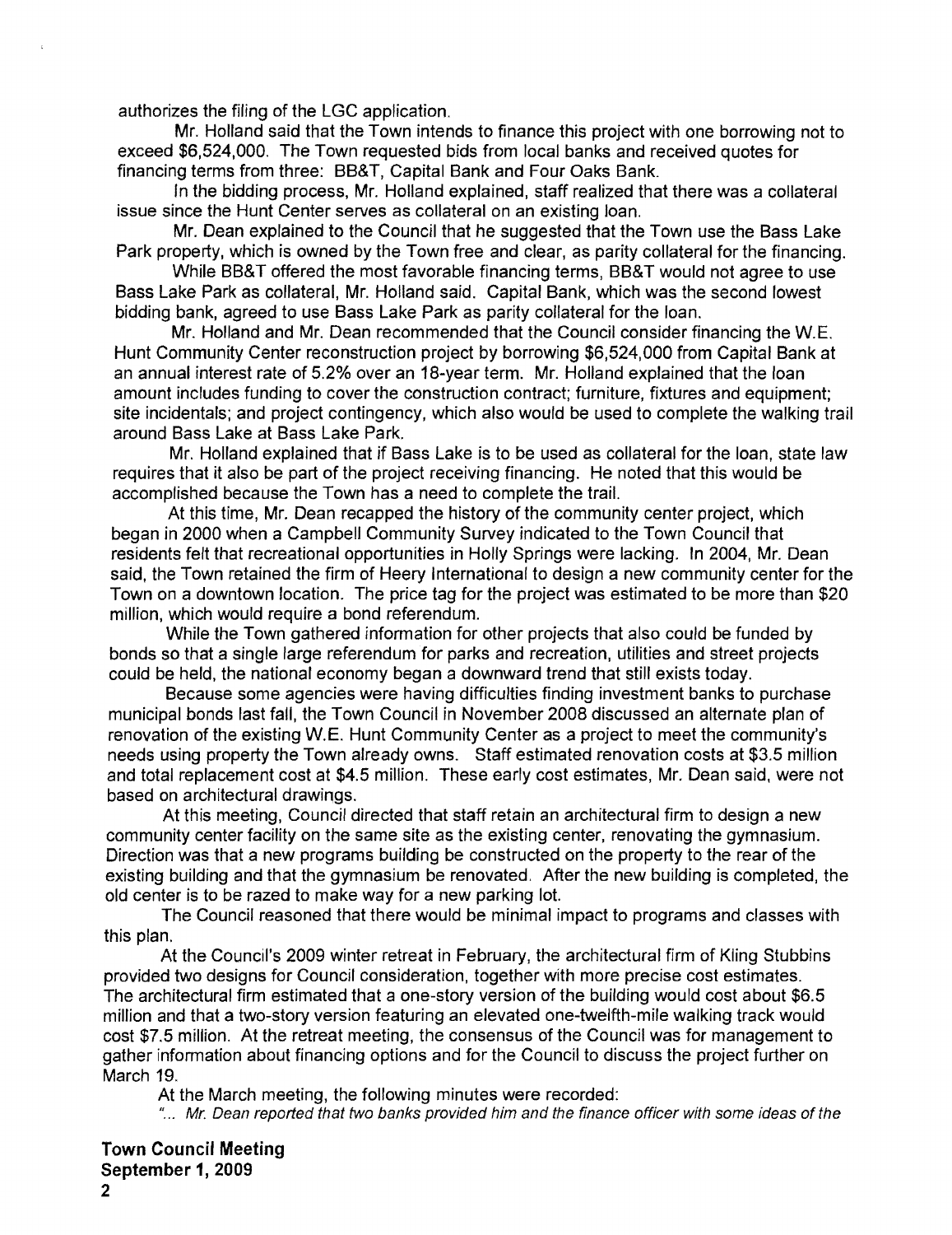authorizes the filing of the LGC application.

Mr. Holland said that the Town intends to finance this project with one borrowing not to exceed $6,524,000. The Town requested bids from local banks and received quotes for financing terms from three: BB&T, Capital Bank and Four Oaks Bank.

In the bidding process, Mr. Holland explained, staff realized that there was a collateral issue since the Hunt Center serves as collateral on an existing loan.

Mr. Dean explained to the Council that he suggested that the Town use the Bass Lake Park property, which is owned by the Town free and clear, as parity collateral for the financing.

While BB&T offered the most favorable financing terms, BB&T would not agree to use Bass Lake Park as collateral, Mr. Holland said. Capital Bank, which was the second lowest bidding bank, agreed to use Bass Lake Park as parity collateral for the loan.

Mr. Holland and Mr. Dean recommended that the Council consider financing the W.E. Hunt Community Center reconstruction project by borrowing $6,524,000 from Capital Bank at an annual interest rate of 5.2% over an 18-year term. Mr. Holland explained that the loan amount includes funding to cover the construction contract; furniture, fixtures and equipment; site incidentals; and project contingency, which also would be used to complete the walking trail around Bass Lake at Bass Lake Park.

Mr. Holland explained that if Bass Lake is to be used as collateral for the loan, state law requires that it also be part of the project receiving financing. He noted that this would be accomplished because the Town has a need to complete the trail.

At this time, Mr. Dean recapped the history of the community center project, which began in 2000 when a Campbell Community Survey indicated to the Town Council that residents felt that recreational opportunities in Holly Springs were lacking. In 2004, Mr. Dean said, the Town retained the firm of Heery International to design a new community center for the Town on a downtown location. The price tag for the project was estimated to be more than $20 million, which would require a bond referendum.

While the Town gathered information for other projects that also could be funded by bonds so that a single large referendum for parks and recreation, utilities and street projects could be held, the national economy began a downward trend that still exists today.

Because some agencies were having difficulties finding investment banks to purchase municipal bonds last fall, the Town Council in November 2008 discussed an alternate plan of renovation of the existing W.E. Hunt Community Center as a project to meet the community's needs using property the Town already owns. Staff estimated renovation costs at $3.5 million and total replacement cost at $4.5 million. These early cost estimates, Mr. Dean said, were not based on architectural drawings.

At this meeting, Council directed that staff retain an architectural firm to design a new community center facility on the same site as the existing center, renovating the gymnasium. Direction was that a new programs building be constructed on the property to the rear of the existing building and that the gymnasium be renovated. After the new building is completed, the old center is to be razed to make way for a new parking lot.

The Council reasoned that there would be minimal impact to programs and classes with this plan.

At the Council's 2009 winter retreat in February, the architectural firm of Kling Stubbins provided two designs for Council consideration, together with more precise cost estimates. The architectural firm estimated that a one-story version of the building would cost about $6.5 million and that a two-story version featuring an elevated one-twelfth-mile walking track would cost $7.5 million. At the retreat meeting, the consensus of the Council was for management to gather information about financing options and for the Council to discuss the project further on March 19.

At the March meeting, the following minutes were recorded:

*"... Mr. Dean reported that two banks provided him and the finance officer with some ideas of the*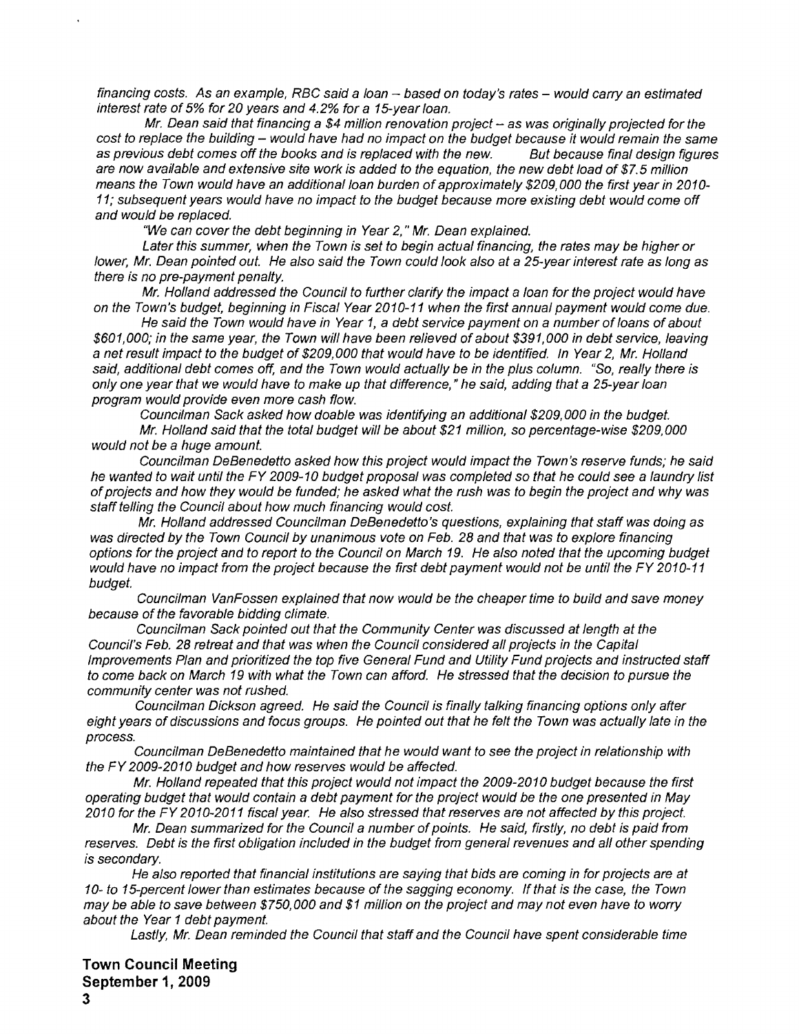*financing costs. As an example, RBC said a loan – based on today's rates – would carry an estimated interest rate of 5% for 20 years and 4.2% for a 15-year loan.*

*Mr. Dean said that financing a $4 million renovation project – as was originally projected for the cost to replace the building – would have had no impact on the budget because it would remain the same as previous debt comes off the books and is replaced with the new. But because final design figures are now available and extensive site work is added to the equation, the new debt load of $7.5 million means the Town would have an additional loan burden of approximately $209,000 the first year in 2010-11; subsequent years would have no impact to the budget because more existing debt would come off and would be replaced.*

*"We can cover the debt beginning in Year 2," Mr. Dean explained.*

*Later this summer, when the Town is set to begin actual financing, the rates may be higher or lower, Mr. Dean pointed out. He also said the Town could look also at a 25-year interest rate as long as there is no pre-payment penalty.*

*Mr. Holland addressed the Council to further clarify the impact a loan for the project would have on the Town's budget, beginning in Fiscal Year 2010-11 when the first annual payment would come due.*

*He said the Town would have in Year 1, a debt service payment on a number of loans of about $601,000; in the same year, the Town will have been relieved of about $391,000 in debt service, leaving a net result impact to the budget of $209,000 that would have to be identified. In Year 2, Mr. Holland said, additional debt comes off, and the Town would actually be in the plus column. "So, really there is only one year that we would have to make up that difference," he said, adding that a 25-year loan program would provide even more cash flow.*

*Councilman Sack asked how doable was identifying an additional $209,000 in the budget.*

*Mr. Holland said that the total budget will be about $21 million, so percentage-wise $209,000 would not be a huge amount.*

*Councilman DeBenedetto asked how this project would impact the Town's reserve funds; he said he wanted to wait until the FY 2009-10 budget proposal was completed so that he could see a laundry list of projects and how they would be funded; he asked what the rush was to begin the project and why was staff telling the Council about how much financing would cost.*

*Mr. Holland addressed Councilman DeBenedetto's questions, explaining that staff was doing as was directed by the Town Council by unanimous vote on Feb. 28 and that was to explore financing options for the project and to report to the Council on March 19. He also noted that the upcoming budget would have no impact from the project because the first debt payment would not be until the FY 2010-11 budget.*

*Councilman VanFossen explained that now would be the cheaper time to build and save money because of the favorable bidding climate.*

*Councilman Sack pointed out that the Community Center was discussed at length at the Council's Feb. 28 retreat and that was when the Council considered all projects in the Capital Improvements Plan and prioritized the top five General Fund and Utility Fund projects and instructed staff to come back on March 19 with what the Town can afford. He stressed that the decision to pursue the community center was not rushed.*

*Councilman Dickson agreed. He said the Council is finally talking financing options only after eight years of discussions and focus groups. He pointed out that he felt the Town was actually late in the process.*

*Councilman DeBenedetto maintained that he would want to see the project in relationship with the FY 2009-2010 budget and how reserves would be affected.*

*Mr. Holland repeated that this project would not impact the 2009-2010 budget because the first operating budget that would contain a debt payment for the project would be the one presented in May 2010 for the FY 2010-2011 fiscal year. He also stressed that reserves are not affected by this project.*

*Mr. Dean summarized for the Council a number of points. He said, firstly, no debt is paid from reserves. Debt is the first obligation included in the budget from general revenues and all other spending is secondary.*

*He also reported that financial institutions are saying that bids are coming in for projects are at 10- to 15-percent lower than estimates because of the sagging economy. If that is the case, the Town may be able to save between $750,000 and $1 million on the project and may not even have to worry about the Year 1 debt payment.*

*Lastly, Mr. Dean reminded the Council that staff and the Council have spent considerable time*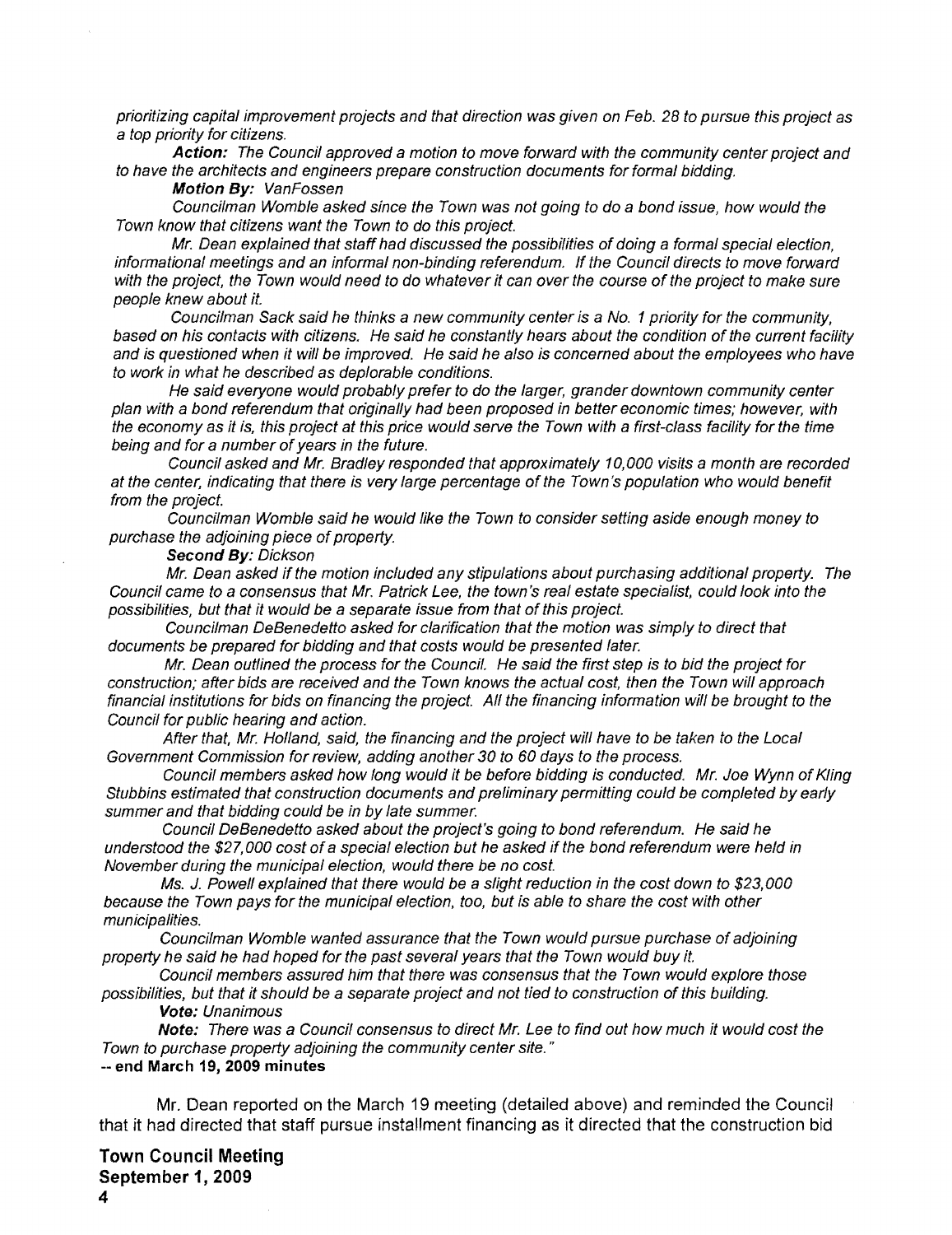*prioritizing capital improvement projects and that direction was given on Feb. 28 to pursue this project as a top priority for citizens.*

***Action:*** *The Council approved a motion to move forward with the community center project and to have the architects and engineers prepare construction documents for formal bidding.*

***Motion By:*** *VanFossen*

*Councilman Womble asked since the Town was not going to do a bond issue, how would the Town know that citizens want the Town to do this project.*

*Mr. Dean explained that staff had discussed the possibilities of doing a formal special election, informational meetings and an informal non-binding referendum. If the Council directs to move forward with the project, the Town would need to do whatever it can over the course of the project to make sure people knew about it.*

*Councilman Sack said he thinks a new community center is a No. 1 priority for the community, based on his contacts with citizens. He said he constantly hears about the condition of the current facility and is questioned when it will be improved. He said he also is concerned about the employees who have to work in what he described as deplorable conditions.*

*He said everyone would probably prefer to do the larger, grander downtown community center plan with a bond referendum that originally had been proposed in better economic times; however, with the economy as it is, this project at this price would serve the Town with a first-class facility for the time being and for a number of years in the future.*

*Council asked and Mr. Bradley responded that approximately 10,000 visits a month are recorded at the center, indicating that there is very large percentage of the Town's population who would benefit from the project.*

*Councilman Womble said he would like the Town to consider setting aside enough money to purchase the adjoining piece of property.*

***Second By:*** *Dickson*

*Mr. Dean asked if the motion included any stipulations about purchasing additional property. The Council came to a consensus that Mr. Patrick Lee, the town's real estate specialist, could look into the possibilities, but that it would be a separate issue from that of this project.*

*Councilman DeBenedetto asked for clarification that the motion was simply to direct that documents be prepared for bidding and that costs would be presented later.*

*Mr. Dean outlined the process for the Council. He said the first step is to bid the project for construction; after bids are received and the Town knows the actual cost, then the Town will approach financial institutions for bids on financing the project. All the financing information will be brought to the Council for public hearing and action.*

*After that, Mr. Holland, said, the financing and the project will have to be taken to the Local Government Commission for review, adding another 30 to 60 days to the process.*

*Council members asked how long would it be before bidding is conducted. Mr. Joe Wynn of Kling Stubbins estimated that construction documents and preliminary permitting could be completed by early summer and that bidding could be in by late summer.*

*Council DeBenedetto asked about the project's going to bond referendum. He said he understood the $27,000 cost of a special election but he asked if the bond referendum were held in November during the municipal election, would there be no cost.*

*Ms. J. Powell explained that there would be a slight reduction in the cost down to $23,000 because the Town pays for the municipal election, too, but is able to share the cost with other municipalities.*

*Councilman Womble wanted assurance that the Town would pursue purchase of adjoining property he said he had hoped for the past several years that the Town would buy it.*

*Council members assured him that there was consensus that the Town would explore those possibilities, but that it should be a separate project and not tied to construction of this building.*

***Vote:*** *Unanimous*

***Note:*** *There was a Council consensus to direct Mr. Lee to find out how much it would cost the Town to purchase property adjoining the community center site."*

**-- end March 19, 2009 minutes**

Mr. Dean reported on the March 19 meeting (detailed above) and reminded the Council that it had directed that staff pursue installment financing as it directed that the construction bid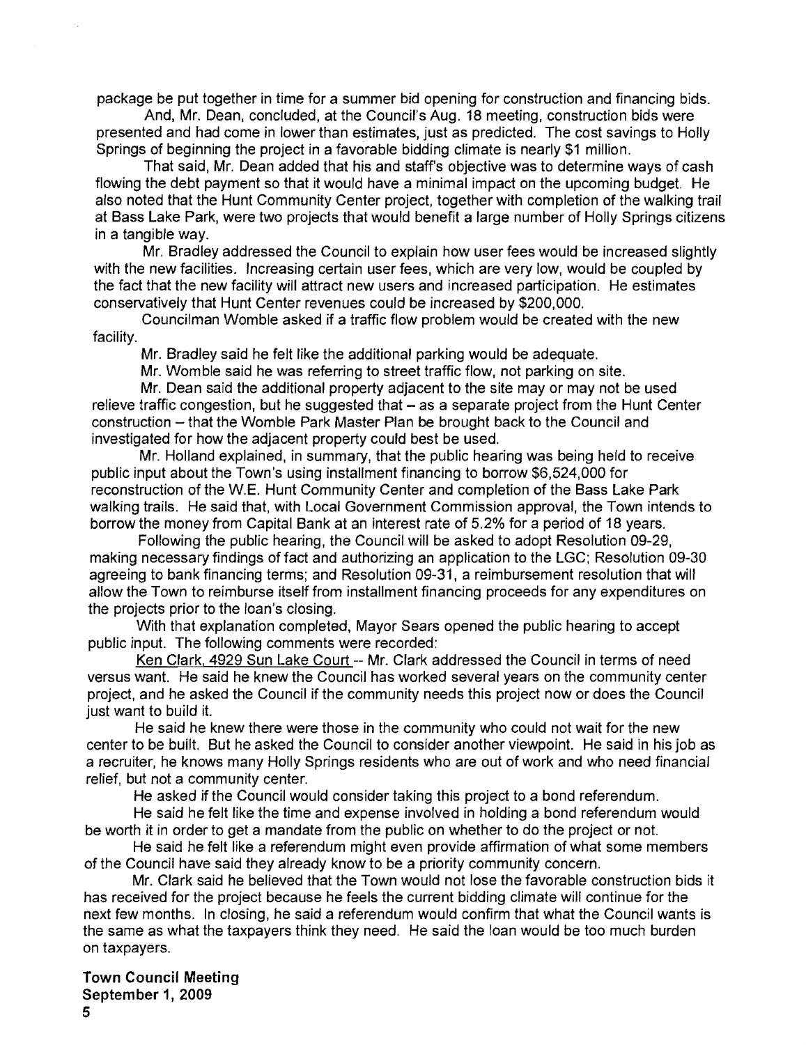package be put together in time for a summer bid opening for construction and financing bids.

And, Mr. Dean, concluded, at the Council's Aug. 18 meeting, construction bids were presented and had come in lower than estimates, just as predicted. The cost savings to Holly Springs of beginning the project in a favorable bidding climate is nearly $1 million.

That said, Mr. Dean added that his and staff's objective was to determine ways of cash flowing the debt payment so that it would have a minimal impact on the upcoming budget. He also noted that the Hunt Community Center project, together with completion of the walking trail at Bass Lake Park, were two projects that would benefit a large number of Holly Springs citizens in a tangible way.

Mr. Bradley addressed the Council to explain how user fees would be increased slightly with the new facilities. Increasing certain user fees, which are very low, would be coupled by the fact that the new facility will attract new users and increased participation. He estimates conservatively that Hunt Center revenues could be increased by $200,000.

Councilman Womble asked if a traffic flow problem would be created with the new facility.

Mr. Bradley said he felt like the additional parking would be adequate.

Mr. Womble said he was referring to street traffic flow, not parking on site.

Mr. Dean said the additional property adjacent to the site may or may not be used relieve traffic congestion, but he suggested that – as a separate project from the Hunt Center construction – that the Womble Park Master Plan be brought back to the Council and investigated for how the adjacent property could best be used.

Mr. Holland explained, in summary, that the public hearing was being held to receive public input about the Town's using installment financing to borrow $6,524,000 for reconstruction of the W.E. Hunt Community Center and completion of the Bass Lake Park walking trails. He said that, with Local Government Commission approval, the Town intends to borrow the money from Capital Bank at an interest rate of 5.2% for a period of 18 years.

Following the public hearing, the Council will be asked to adopt Resolution 09-29, making necessary findings of fact and authorizing an application to the LGC; Resolution 09-30 agreeing to bank financing terms; and Resolution 09-31, a reimbursement resolution that will allow the Town to reimburse itself from installment financing proceeds for any expenditures on the projects prior to the loan's closing.

With that explanation completed, Mayor Sears opened the public hearing to accept public input. The following comments were recorded:

Ken Clark, 4929 Sun Lake Court -- Mr. Clark addressed the Council in terms of need versus want. He said he knew the Council has worked several years on the community center project, and he asked the Council if the community needs this project now or does the Council just want to build it.

He said he knew there were those in the community who could not wait for the new center to be built. But he asked the Council to consider another viewpoint. He said in his job as a recruiter, he knows many Holly Springs residents who are out of work and who need financial relief, but not a community center.

He asked if the Council would consider taking this project to a bond referendum.

He said he felt like the time and expense involved in holding a bond referendum would be worth it in order to get a mandate from the public on whether to do the project or not.

He said he felt like a referendum might even provide affirmation of what some members of the Council have said they already know to be a priority community concern.

Mr. Clark said he believed that the Town would not lose the favorable construction bids it has received for the project because he feels the current bidding climate will continue for the next few months. In closing, he said a referendum would confirm that what the Council wants is the same as what the taxpayers think they need. He said the loan would be too much burden on taxpayers.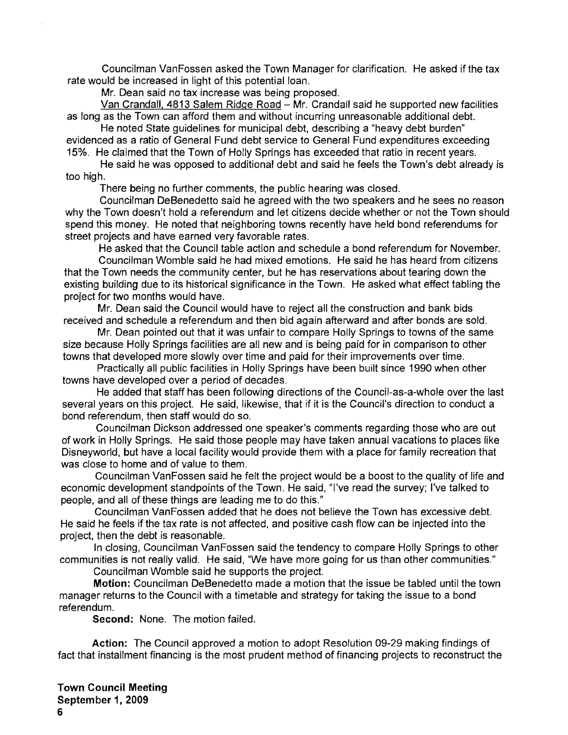Councilman VanFossen asked the Town Manager for clarification. He asked if the tax rate would be increased in light of this potential loan.

Mr. Dean said no tax increase was being proposed.

Van Crandall, 4813 Salem Ridge Road – Mr. Crandall said he supported new facilities as long as the Town can afford them and without incurring unreasonable additional debt.

He noted State guidelines for municipal debt, describing a "heavy debt burden" evidenced as a ratio of General Fund debt service to General Fund expenditures exceeding 15%. He claimed that the Town of Holly Springs has exceeded that ratio in recent years.

He said he was opposed to additional debt and said he feels the Town's debt already is too high.

There being no further comments, the public hearing was closed.

Councilman DeBenedetto said he agreed with the two speakers and he sees no reason why the Town doesn't hold a referendum and let citizens decide whether or not the Town should spend this money. He noted that neighboring towns recently have held bond referendums for street projects and have earned very favorable rates.

He asked that the Council table action and schedule a bond referendum for November.

Councilman Womble said he had mixed emotions. He said he has heard from citizens that the Town needs the community center, but he has reservations about tearing down the existing building due to its historical significance in the Town. He asked what effect tabling the project for two months would have.

Mr. Dean said the Council would have to reject all the construction and bank bids received and schedule a referendum and then bid again afterward and after bonds are sold.

Mr. Dean pointed out that it was unfair to compare Holly Springs to towns of the same size because Holly Springs facilities are all new and is being paid for in comparison to other towns that developed more slowly over time and paid for their improvements over time.

Practically all public facilities in Holly Springs have been built since 1990 when other towns have developed over a period of decades.

He added that staff has been following directions of the Council-as-a-whole over the last several years on this project. He said, likewise, that if it is the Council's direction to conduct a bond referendum, then staff would do so.

Councilman Dickson addressed one speaker's comments regarding those who are out of work in Holly Springs. He said those people may have taken annual vacations to places like Disneyworld, but have a local facility would provide them with a place for family recreation that was close to home and of value to them.

Councilman VanFossen said he felt the project would be a boost to the quality of life and economic development standpoints of the Town. He said, "I've read the survey; I've talked to people, and all of these things are leading me to do this."

Councilman VanFossen added that he does not believe the Town has excessive debt. He said he feels if the tax rate is not affected, and positive cash flow can be injected into the project, then the debt is reasonable.

In closing, Councilman VanFossen said the tendency to compare Holly Springs to other communities is not really valid. He said, "We have more going for us than other communities."

Councilman Womble said he supports the project.

**Motion:** Councilman DeBenedetto made a motion that the issue be tabled until the town manager returns to the Council with a timetable and strategy for taking the issue to a bond referendum.

**Second:** None. The motion failed.

**Action:** The Council approved a motion to adopt Resolution 09-29 making findings of fact that installment financing is the most prudent method of financing projects to reconstruct the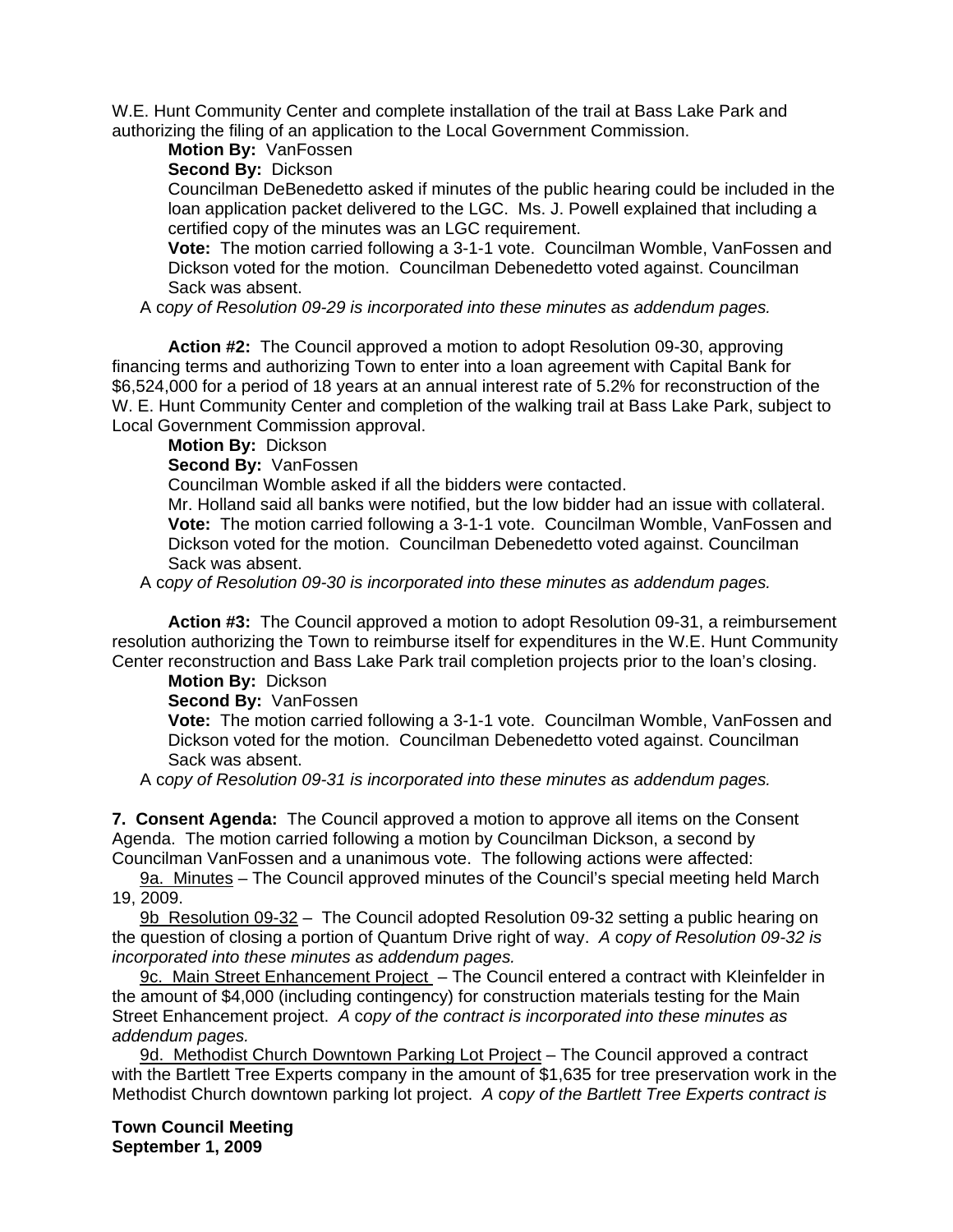W.E. Hunt Community Center and complete installation of the trail at Bass Lake Park and authorizing the filing of an application to the Local Government Commission.

**Motion By:** VanFossen

**Second By:** Dickson

Councilman DeBenedetto asked if minutes of the public hearing could be included in the loan application packet delivered to the LGC. Ms. J. Powell explained that including a certified copy of the minutes was an LGC requirement.

**Vote:** The motion carried following a 3-1-1 vote. Councilman Womble, VanFossen and Dickson voted for the motion. Councilman Debenedetto voted against. Councilman Sack was absent.

A c*opy of Resolution 09-29 is incorporated into these minutes as addendum pages.*

**Action #2:** The Council approved a motion to adopt Resolution 09-30, approving financing terms and authorizing Town to enter into a loan agreement with Capital Bank for $6,524,000 for a period of 18 years at an annual interest rate of 5.2% for reconstruction of the W. E. Hunt Community Center and completion of the walking trail at Bass Lake Park, subject to Local Government Commission approval.

**Motion By:** Dickson

**Second By:** VanFossen

Councilman Womble asked if all the bidders were contacted.

Mr. Holland said all banks were notified, but the low bidder had an issue with collateral.

**Vote:** The motion carried following a 3-1-1 vote. Councilman Womble, VanFossen and Dickson voted for the motion. Councilman Debenedetto voted against. Councilman Sack was absent.

A c*opy of Resolution 09-30 is incorporated into these minutes as addendum pages.*

**Action #3:** The Council approved a motion to adopt Resolution 09-31, a reimbursement resolution authorizing the Town to reimburse itself for expenditures in the W.E. Hunt Community Center reconstruction and Bass Lake Park trail completion projects prior to the loan's closing.

**Motion By:** Dickson

**Second By:** VanFossen

**Vote:** The motion carried following a 3-1-1 vote. Councilman Womble, VanFossen and Dickson voted for the motion. Councilman Debenedetto voted against. Councilman Sack was absent.

A c*opy of Resolution 09-31 is incorporated into these minutes as addendum pages.*

**7. Consent Agenda:** The Council approved a motion to approve all items on the Consent Agenda. The motion carried following a motion by Councilman Dickson, a second by Councilman VanFossen and a unanimous vote. The following actions were affected:

9a. Minutes – The Council approved minutes of the Council's special meeting held March 19, 2009.

9b Resolution 09-32 – The Council adopted Resolution 09-32 setting a public hearing on the question of closing a portion of Quantum Drive right of way. *A copy of Resolution 09-32 is incorporated into these minutes as addendum pages.*

9c. Main Street Enhancement Project – The Council entered a contract with Kleinfelder in the amount of $4,000 (including contingency) for construction materials testing for the Main Street Enhancement project. *A copy of the contract is incorporated into these minutes as addendum pages.*

9d. Methodist Church Downtown Parking Lot Project – The Council approved a contract with the Bartlett Tree Experts company in the amount of $1,635 for tree preservation work in the Methodist Church downtown parking lot project. *A copy of the Bartlett Tree Experts contract is*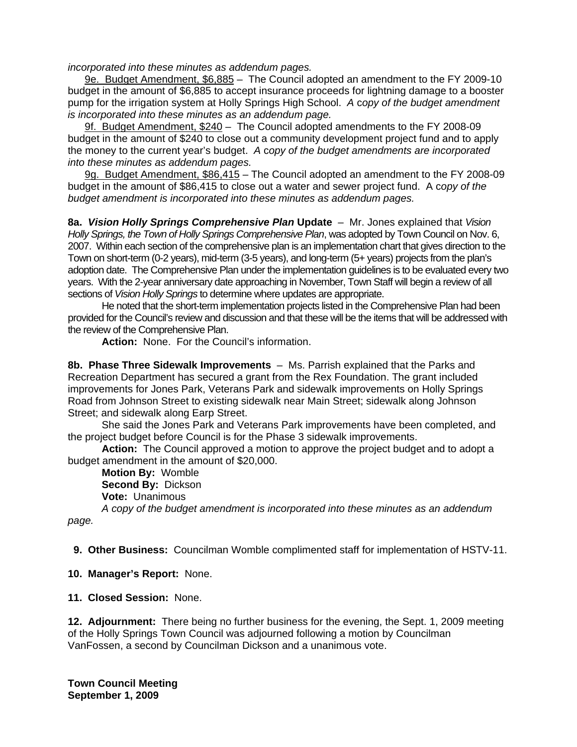*incorporated into these minutes as addendum pages.*

9e. Budget Amendment, $6,885 – The Council adopted an amendment to the FY 2009-10 budget in the amount of $6,885 to accept insurance proceeds for lightning damage to a booster pump for the irrigation system at Holly Springs High School. *A copy of the budget amendment is incorporated into these minutes as an addendum page.*

9f. Budget Amendment, $240 – The Council adopted amendments to the FY 2008-09 budget in the amount of $240 to close out a community development project fund and to apply the money to the current year's budget. *A copy of the budget amendments are incorporated into these minutes as addendum pages.*

9g. Budget Amendment, $86,415 – The Council adopted an amendment to the FY 2008-09 budget in the amount of $86,415 to close out a water and sewer project fund. *A copy of the budget amendment is incorporated into these minutes as addendum pages.*

**8a. *Vision Holly Springs Comprehensive Plan* Update** – Mr. Jones explained that *Vision Holly Springs, the Town of Holly Springs Comprehensive Plan*, was adopted by Town Council on Nov. 6, 2007. Within each section of the comprehensive plan is an implementation chart that gives direction to the Town on short-term (0-2 years), mid-term (3-5 years), and long-term (5+ years) projects from the plan's adoption date. The Comprehensive Plan under the implementation guidelines is to be evaluated every two years. With the 2-year anniversary date approaching in November, Town Staff will begin a review of all sections of *Vision Holly Springs* to determine where updates are appropriate.

He noted that the short-term implementation projects listed in the Comprehensive Plan had been provided for the Council's review and discussion and that these will be the items that will be addressed with the review of the Comprehensive Plan.

**Action:** None. For the Council's information.

**8b. Phase Three Sidewalk Improvements** – Ms. Parrish explained that the Parks and Recreation Department has secured a grant from the Rex Foundation. The grant included improvements for Jones Park, Veterans Park and sidewalk improvements on Holly Springs Road from Johnson Street to existing sidewalk near Main Street; sidewalk along Johnson Street; and sidewalk along Earp Street.

She said the Jones Park and Veterans Park improvements have been completed, and the project budget before Council is for the Phase 3 sidewalk improvements.

**Action:** The Council approved a motion to approve the project budget and to adopt a budget amendment in the amount of $20,000.

**Motion By:** Womble
**Second By:** Dickson
**Vote:** Unanimous

*A copy of the budget amendment is incorporated into these minutes as an addendum page.*

**9. Other Business:** Councilman Womble complimented staff for implementation of HSTV-11.

**10. Manager's Report:** None.

**11. Closed Session:** None.

**12. Adjournment:** There being no further business for the evening, the Sept. 1, 2009 meeting of the Holly Springs Town Council was adjourned following a motion by Councilman VanFossen, a second by Councilman Dickson and a unanimous vote.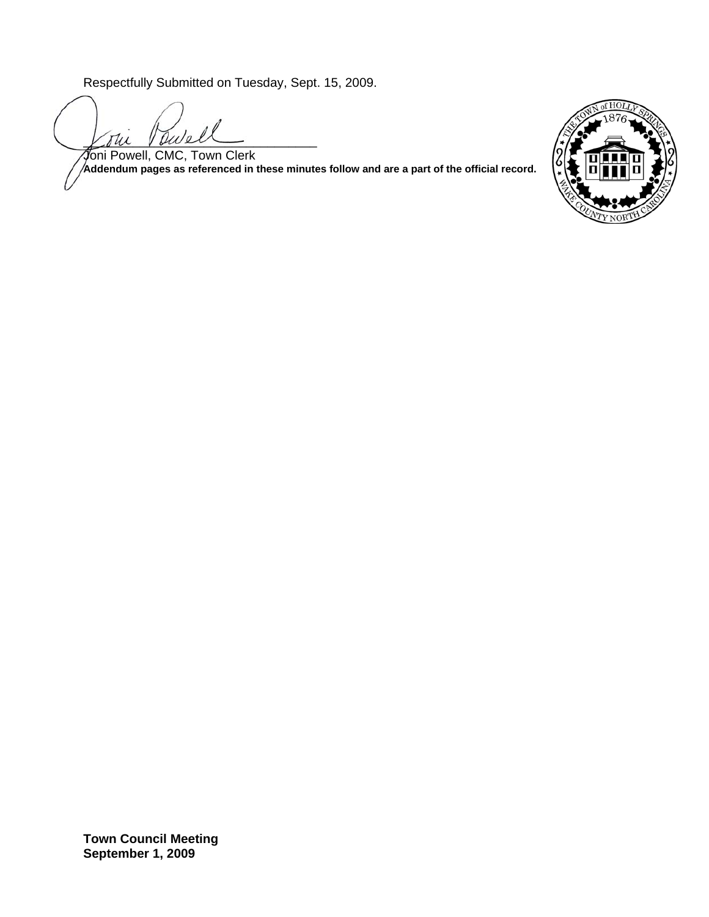Respectfully Submitted on Tuesday, Sept. 15, 2009.

Joni Powell, CMC, Town Clerk

**Addendum pages as referenced in these minutes follow and are a part of the official record.**

**Town Council Meeting**
**September 1, 2009**